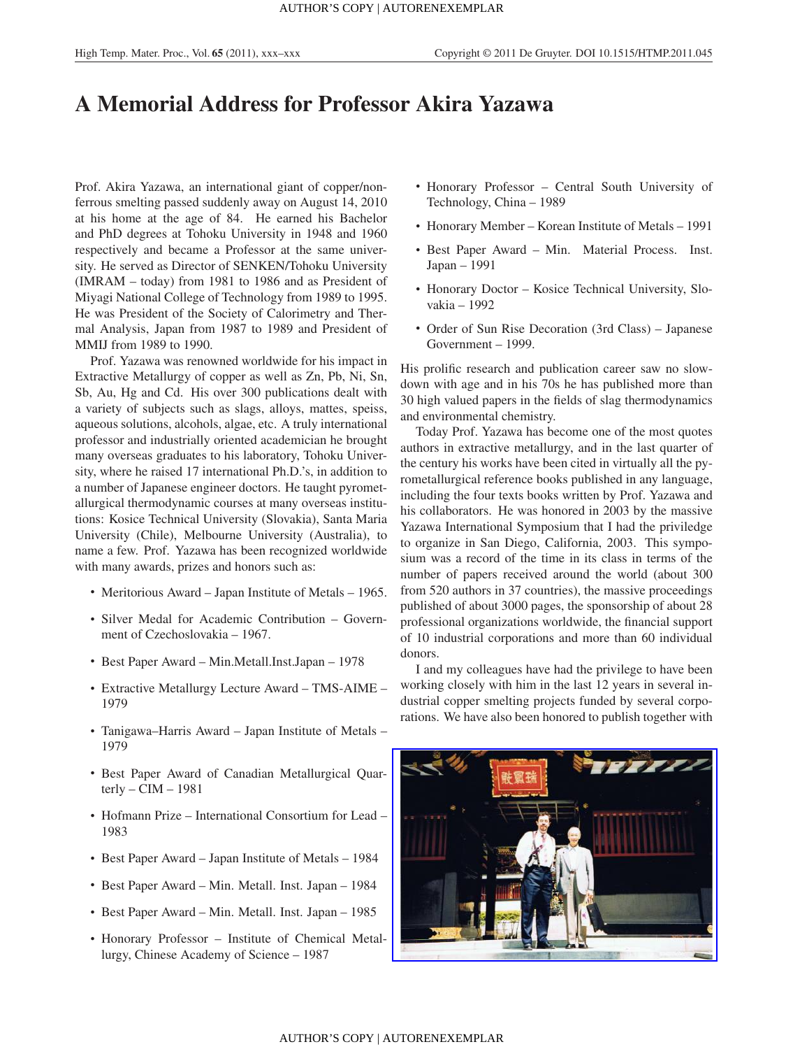# A Memorial Address for Professor Akira Yazawa

Prof. Akira Yazawa, an international giant of copper/non-ferrous smelting passed suddenly away on August 14, 2010 at his home at the age of 84. He earned his Bachelor and PhD degrees at Tohoku University in 1948 and 1960 respectively and became a Professor at the same university. He served as Director of SENKEN/Tohoku University (IMRAM – today) from 1981 to 1986 and as President of Miyagi National College of Technology from 1989 to 1995. He was President of the Society of Calorimetry and Thermal Analysis, Japan from 1987 to 1989 and President of MMIJ from 1989 to 1990.

Prof. Yazawa was renowned worldwide for his impact in Extractive Metallurgy of copper as well as Zn, Pb, Ni, Sn, Sb, Au, Hg and Cd. His over 300 publications dealt with a variety of subjects such as slags, alloys, mattes, speiss, aqueous solutions, alcohols, algae, etc. A truly international professor and industrially oriented academician he brought many overseas graduates to his laboratory, Tohoku University, where he raised 17 international Ph.D.'s, in addition to a number of Japanese engineer doctors. He taught pyrometallurgical thermodynamic courses at many overseas institutions: Kosice Technical University (Slovakia), Santa Maria University (Chile), Melbourne University (Australia), to name a few. Prof. Yazawa has been recognized worldwide with many awards, prizes and honors such as:

- Meritorious Award – Japan Institute of Metals – 1965.
- Silver Medal for Academic Contribution – Government of Czechoslovakia – 1967.
- Best Paper Award – Min.Metall.Inst.Japan – 1978
- Extractive Metallurgy Lecture Award – TMS-AIME – 1979
- Tanigawa–Harris Award – Japan Institute of Metals – 1979
- Best Paper Award of Canadian Metallurgical Quarterly – CIM – 1981
- Hofmann Prize – International Consortium for Lead – 1983
- Best Paper Award – Japan Institute of Metals – 1984
- Best Paper Award – Min. Metall. Inst. Japan – 1984
- Best Paper Award – Min. Metall. Inst. Japan – 1985
- Honorary Professor – Institute of Chemical Metallurgy, Chinese Academy of Science – 1987
- Honorary Professor – Central South University of Technology, China – 1989
- Honorary Member – Korean Institute of Metals – 1991
- Best Paper Award – Min. Material Process. Inst. Japan – 1991
- Honorary Doctor – Kosice Technical University, Slovakia – 1992
- Order of Sun Rise Decoration (3rd Class) – Japanese Government – 1999.

His prolific research and publication career saw no slowdown with age and in his 70s he has published more than 30 high valued papers in the fields of slag thermodynamics and environmental chemistry.

Today Prof. Yazawa has become one of the most quotes authors in extractive metallurgy, and in the last quarter of the century his works have been cited in virtually all the pyrometallurgical reference books published in any language, including the four texts books written by Prof. Yazawa and his collaborators. He was honored in 2003 by the massive Yazawa International Symposium that I had the priviledge to organize in San Diego, California, 2003. This symposium was a record of the time in its class in terms of the number of papers received around the world (about 300 from 520 authors in 37 countries), the massive proceedings published of about 3000 pages, the sponsorship of about 28 professional organizations worldwide, the financial support of 10 industrial corporations and more than 60 individual donors.

I and my colleagues have had the privilege to have been working closely with him in the last 12 years in several industrial copper smelting projects funded by several corporations. We have also been honored to publish together with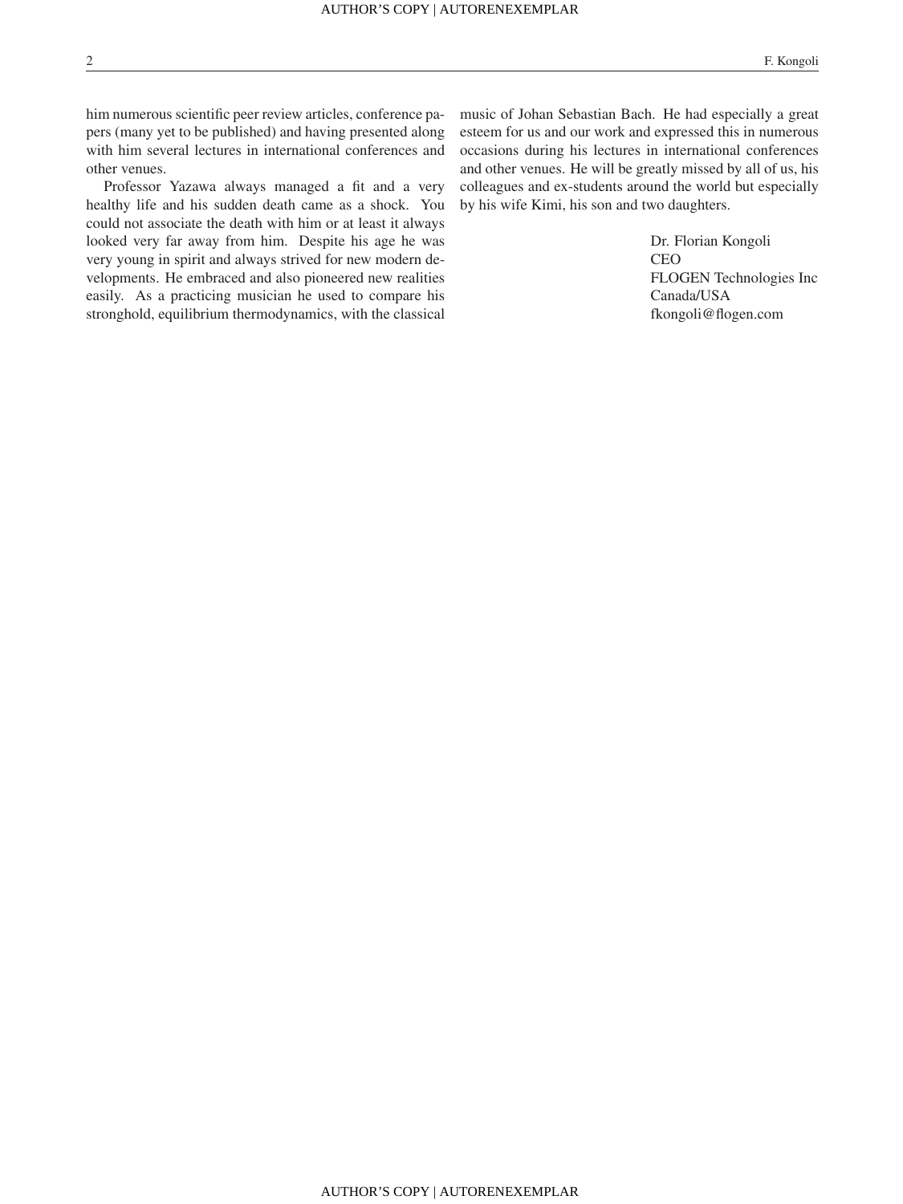him numerous scientific peer review articles, conference papers (many yet to be published) and having presented along with him several lectures in international conferences and other venues.

Professor Yazawa always managed a fit and a very healthy life and his sudden death came as a shock. You could not associate the death with him or at least it always looked very far away from him. Despite his age he was very young in spirit and always strived for new modern developments. He embraced and also pioneered new realities easily. As a practicing musician he used to compare his stronghold, equilibrium thermodynamics, with the classical music of Johan Sebastian Bach. He had especially a great esteem for us and our work and expressed this in numerous occasions during his lectures in international conferences and other venues. He will be greatly missed by all of us, his colleagues and ex-students around the world but especially by his wife Kimi, his son and two daughters.

Dr. Florian Kongoli
CEO
FLOGEN Technologies Inc
Canada/USA
fkongoli@flogen.com